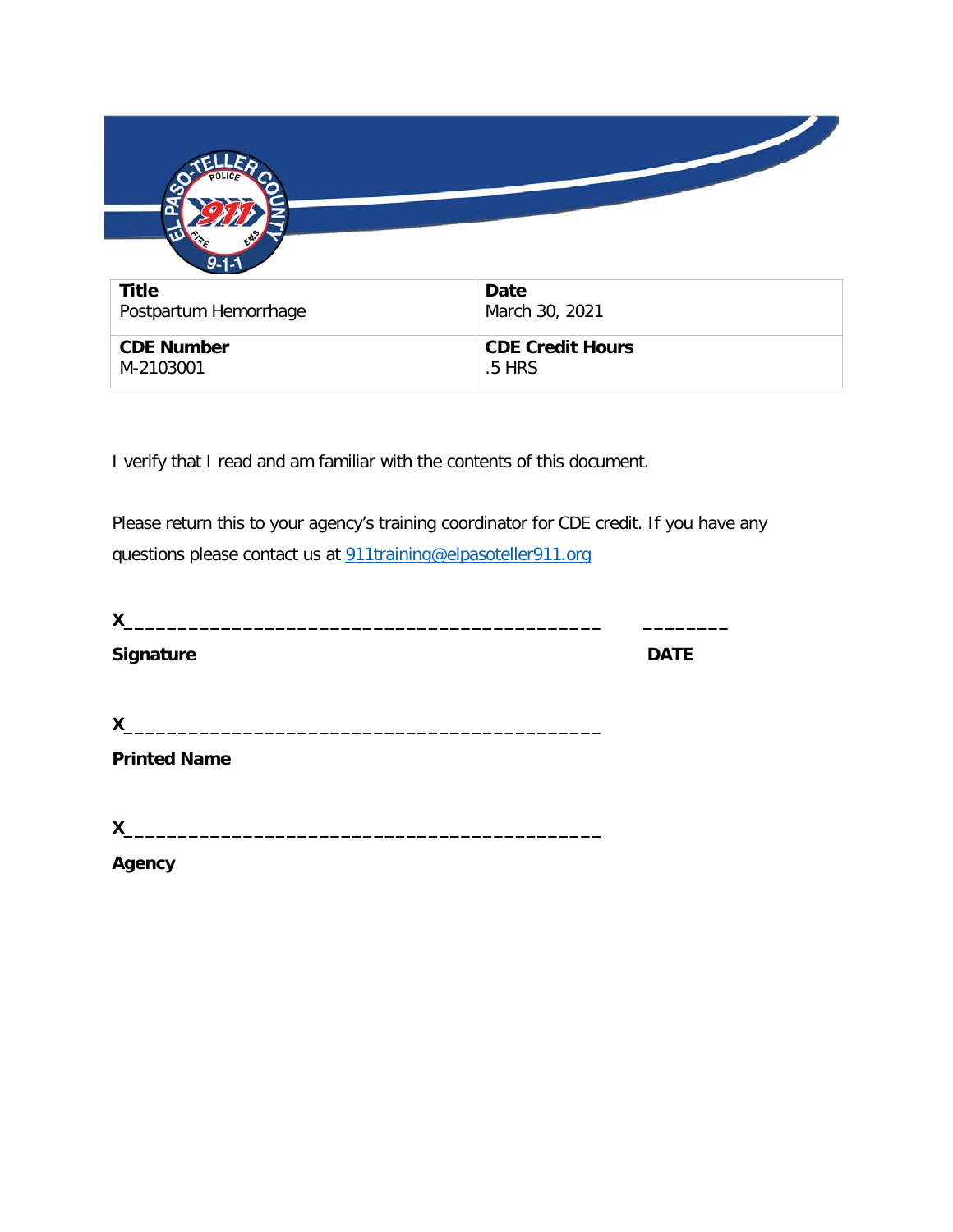| Title | Date |
|---|---|
| Postpartum Hemorrhage | March 30, 2021 |
| **CDE Number** | **CDE Credit Hours** |
| M-2103001 | .5 HRS |

I verify that I read and am familiar with the contents of this document.

Please return this to your agency's training coordinator for CDE credit. If you have any questions please contact us at 911training@elpasoteller911.org

**X**_________________________________________  ________

**Signature**  **DATE**

**X**_________________________________________

**Printed Name**

**X**_________________________________________

**Agency**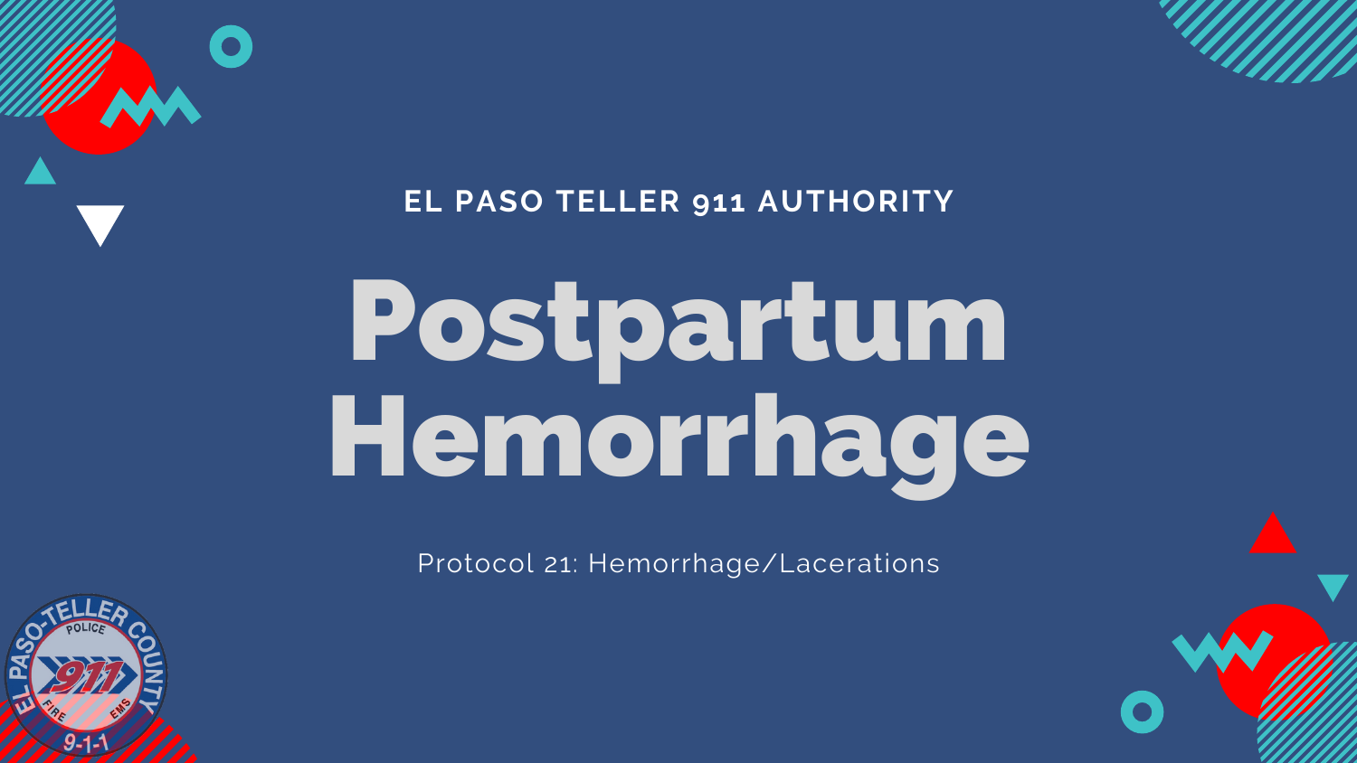EL PASO TELLER 911 AUTHORITY

# Postpartum Hemorrhage

Protocol 21: Hemorrhage/Lacerations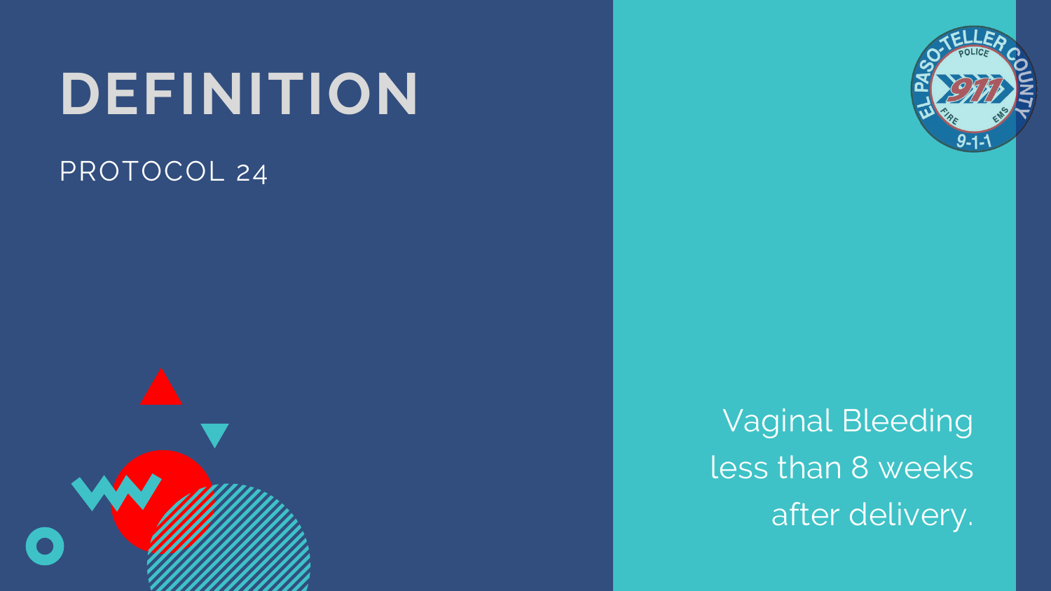# DEFINITION

PROTOCOL 24

Vaginal Bleeding less than 8 weeks after delivery.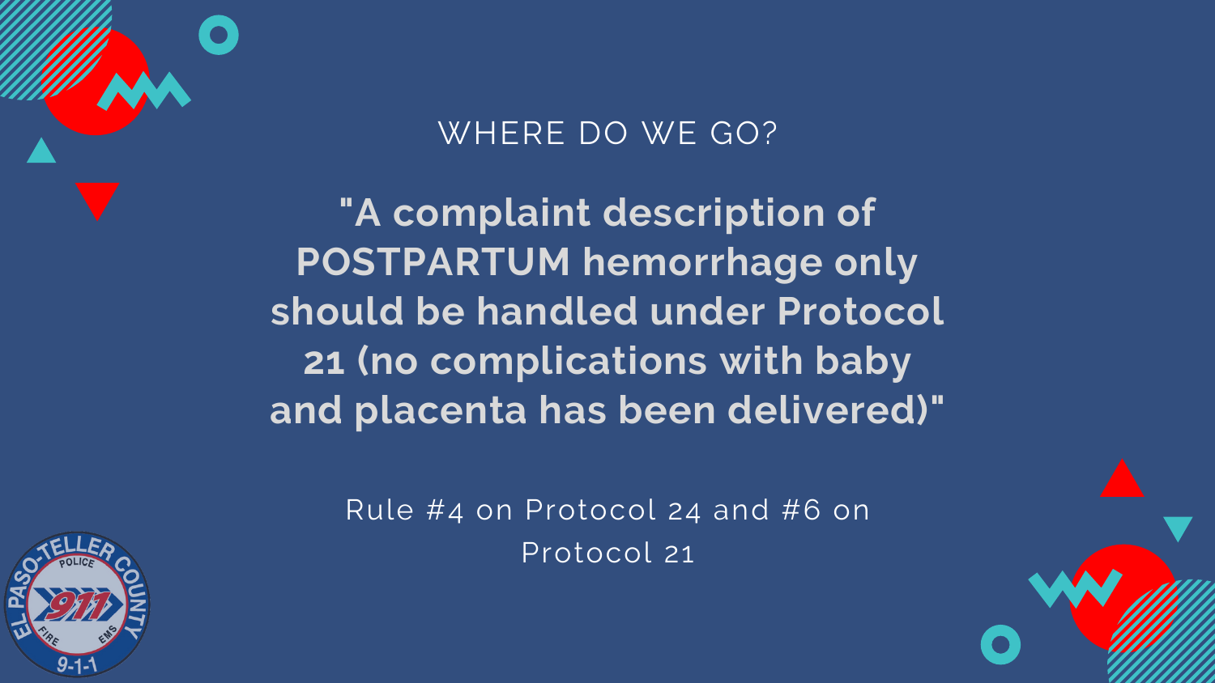## WHERE DO WE GO?

**"A complaint description of POSTPARTUM hemorrhage only should be handled under Protocol 21 (no complications with baby and placenta has been delivered)"**

Rule #4 on Protocol 24 and #6 on Protocol 21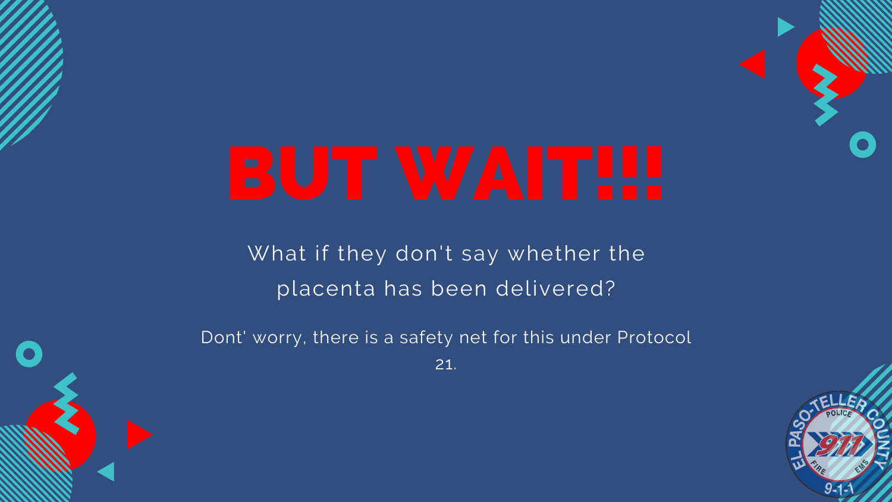# BUT WAIT!!!

What if they don't say whether the placenta has been delivered?

Dont' worry, there is a safety net for this under Protocol 21.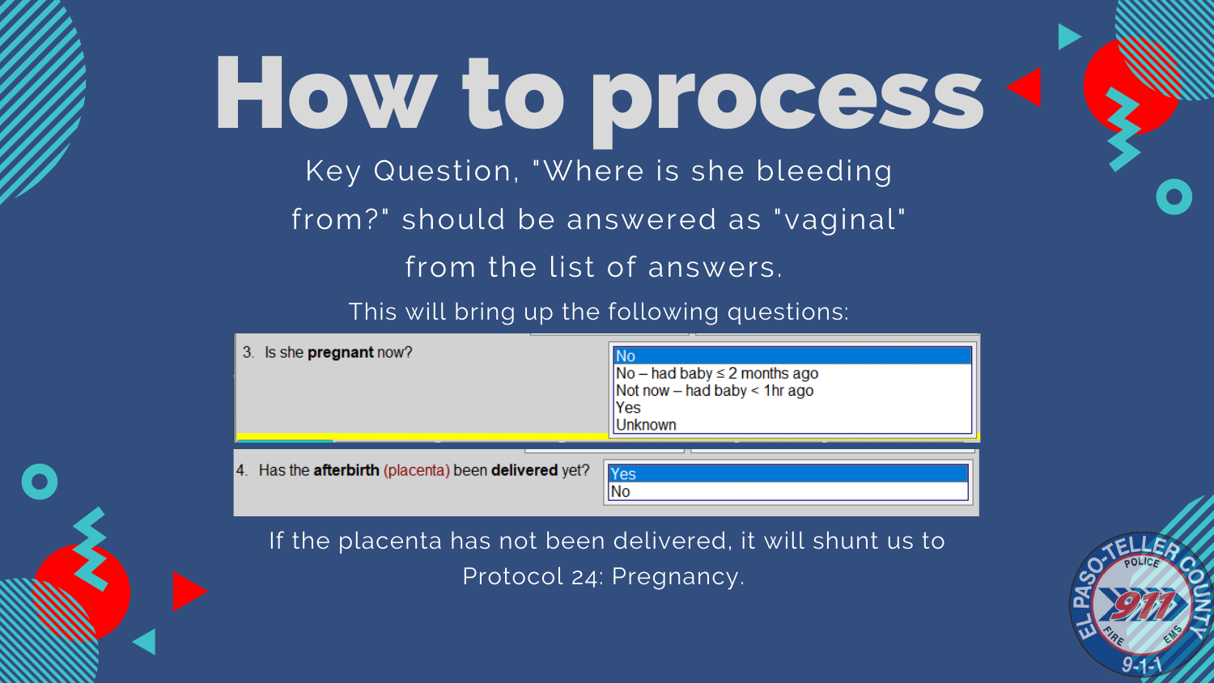# How to process

Key Question, "Where is she bleeding from?" should be answered as "vaginal" from the list of answers.

This will bring up the following questions:

3. Is she **pregnant** now?
   - No
   - No – had baby ≤ 2 months ago
   - Not now – had baby < 1hr ago
   - Yes
   - Unknown

4. Has the **afterbirth** (placenta) been **delivered** yet?
   - Yes
   - No

If the placenta has not been delivered, it will shunt us to Protocol 24: Pregnancy.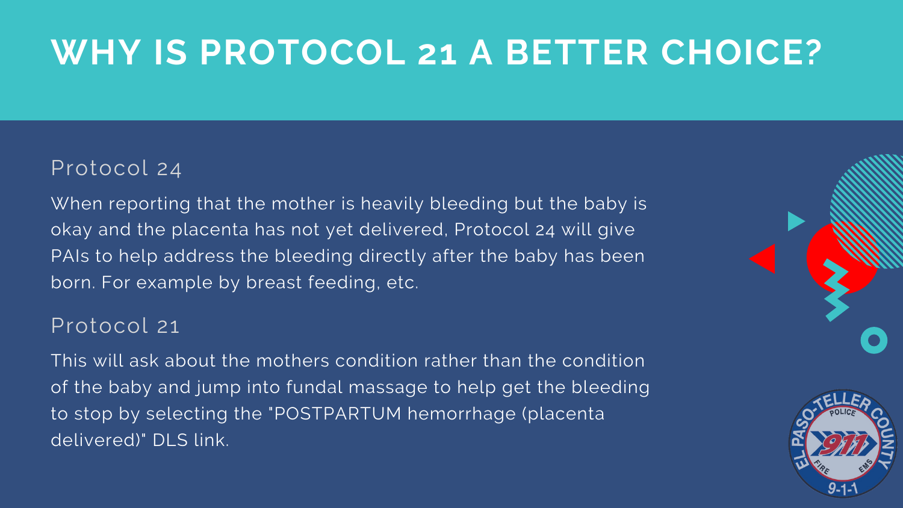# WHY IS PROTOCOL 21 A BETTER CHOICE?

## Protocol 24

When reporting that the mother is heavily bleeding but the baby is okay and the placenta has not yet delivered, Protocol 24 will give PAIs to help address the bleeding directly after the baby has been born. For example by breast feeding, etc.

## Protocol 21

This will ask about the mothers condition rather than the condition of the baby and jump into fundal massage to help get the bleeding to stop by selecting the "POSTPARTUM hemorrhage (placenta delivered)" DLS link.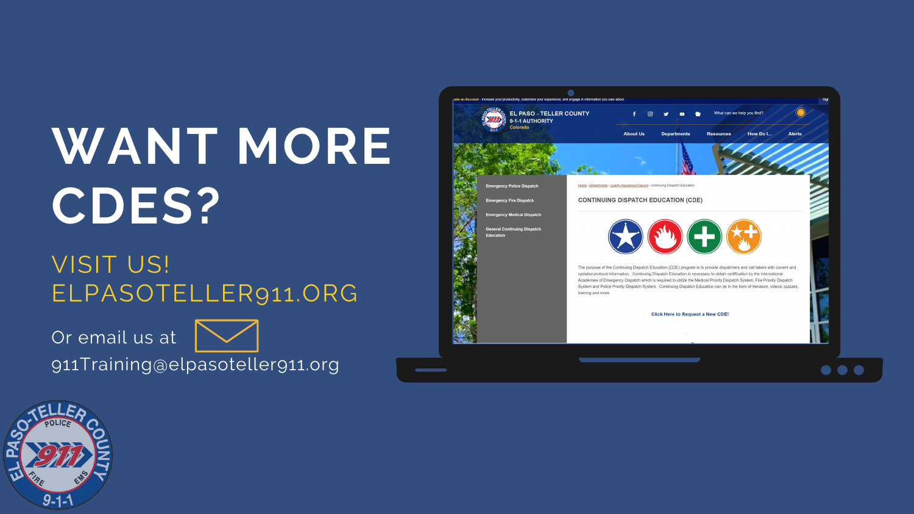# WANT MORE CDES?

VISIT US!
ELPASOTELLER911.ORG

Or email us at
911Training@elpasoteller911.org